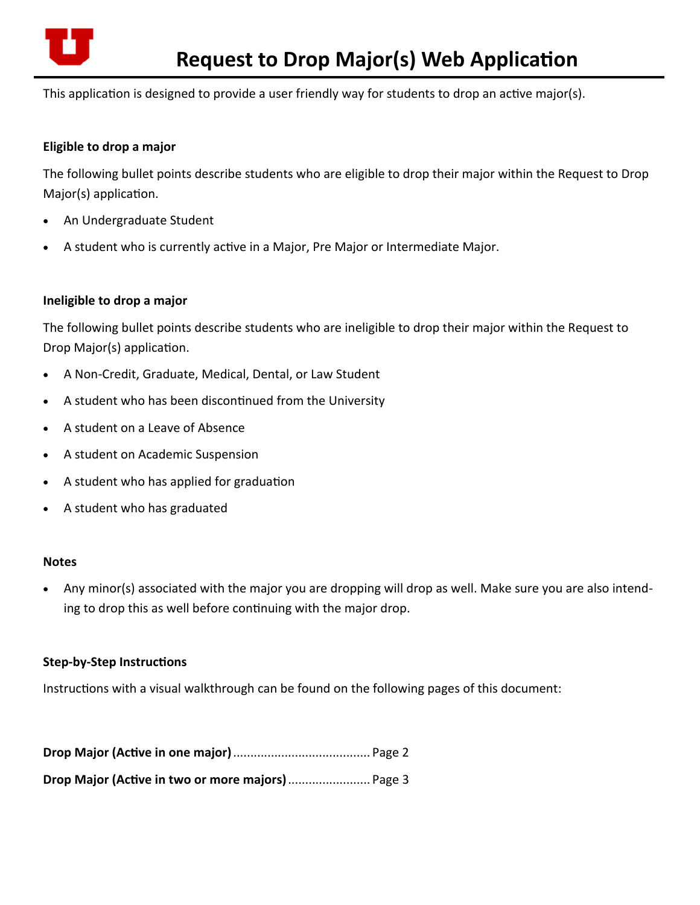# Request to Drop Major(s) Web Application

This application is designed to provide a user friendly way for students to drop an active major(s).

**Eligible to drop a major**

The following bullet points describe students who are eligible to drop their major within the Request to Drop Major(s) application.

- An Undergraduate Student
- A student who is currently active in a Major, Pre Major or Intermediate Major.

**Ineligible to drop a major**

The following bullet points describe students who are ineligible to drop their major within the Request to Drop Major(s) application.

- A Non-Credit, Graduate, Medical, Dental, or Law Student
- A student who has been discontinued from the University
- A student on a Leave of Absence
- A student on Academic Suspension
- A student who has applied for graduation
- A student who has graduated

**Notes**

- Any minor(s) associated with the major you are dropping will drop as well. Make sure you are also intending to drop this as well before continuing with the major drop.

**Step-by-Step Instructions**

Instructions with a visual walkthrough can be found on the following pages of this document:

**Drop Major (Active in one major)** ........................................ Page 2

**Drop Major (Active in two or more majors)** ........................ Page 3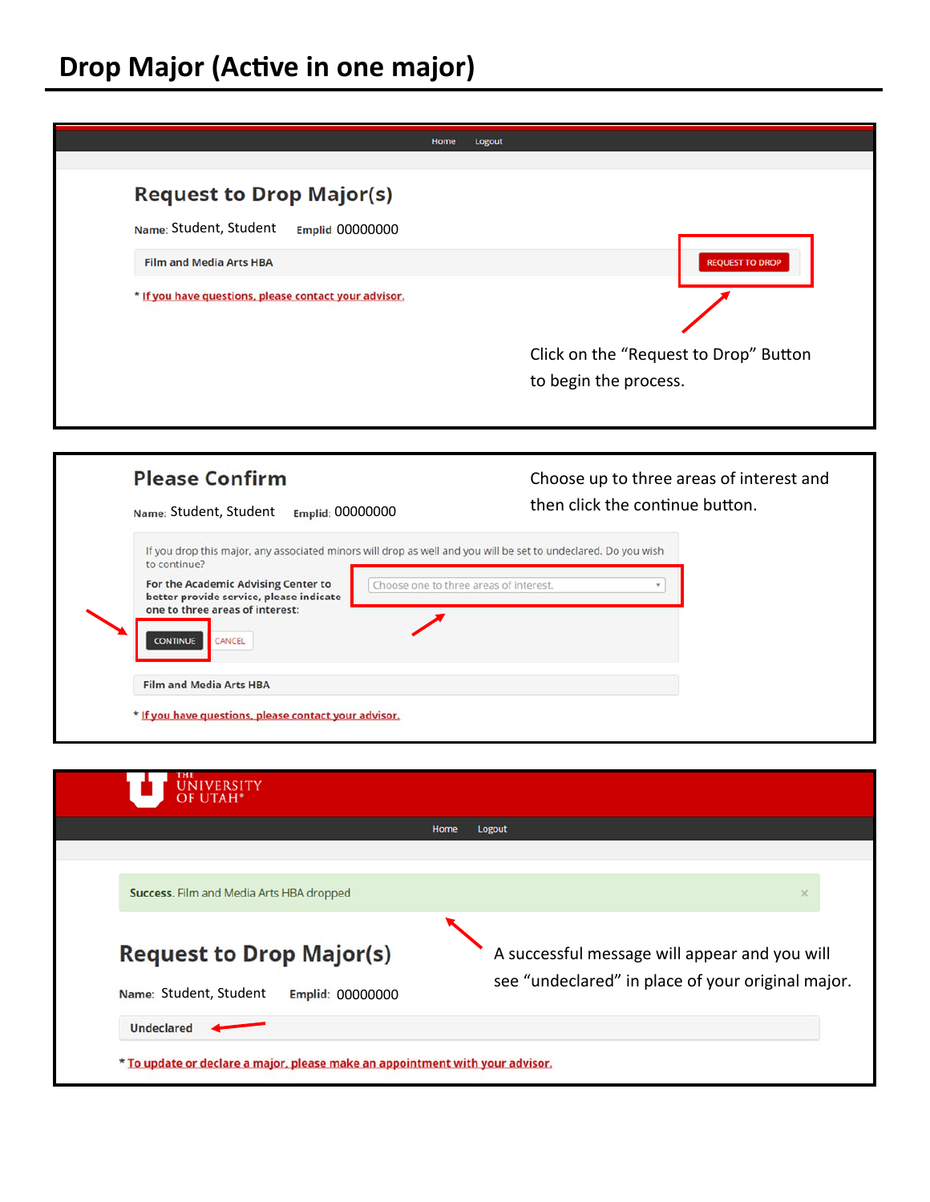# Drop Major (Active in one major)

Home Logout

## Request to Drop Major(s)

Name: Student, Student Emplid 00000000

Film and Media Arts HBA REQUEST TO DROP

* If you have questions, please contact your advisor.

Click on the "Request to Drop" Button to begin the process.

## Please Confirm

Name: Student, Student Emplid: 00000000

If you drop this major, any associated minors will drop as well and you will be set to undeclared. Do you wish to continue?

For the Academic Advising Center to better provide service, please indicate one to three areas of interest:

Choose one to three areas of interest.

CONTINUE CANCEL

Film and Media Arts HBA

* If you have questions, please contact your advisor.

Choose up to three areas of interest and then click the continue button.

THE UNIVERSITY OF UTAH

Home Logout

**Success**. Film and Media Arts HBA dropped ×

## Request to Drop Major(s)

Name: Student, Student Emplid: 00000000

Undeclared

* To update or declare a major, please make an appointment with your advisor.

A successful message will appear and you will see "undeclared" in place of your original major.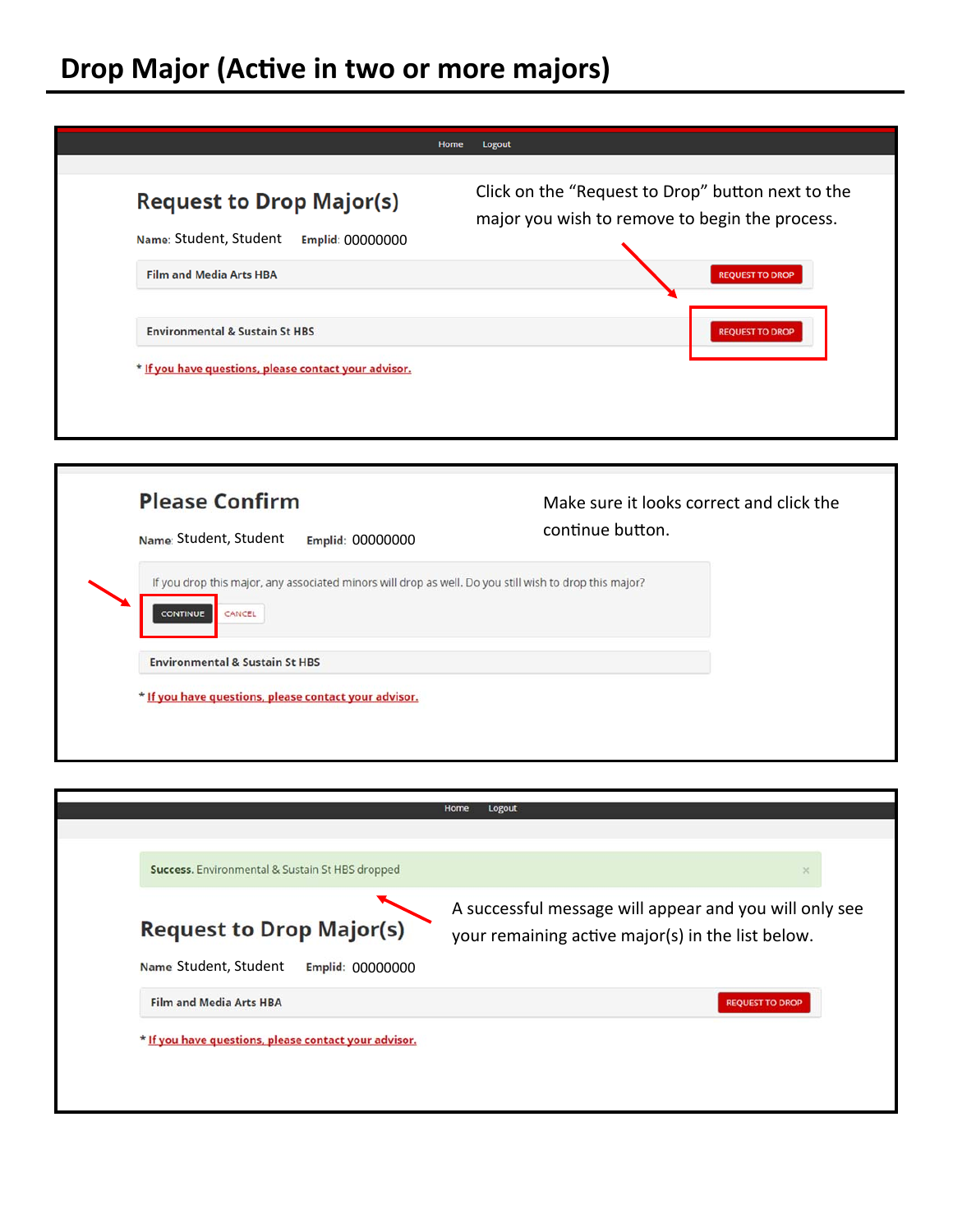# Drop Major (Active in two or more majors)

Home Logout

## Request to Drop Major(s)

Click on the "Request to Drop" button next to the major you wish to remove to begin the process.

Name: Student, Student Emplid: 00000000

Film and Media Arts HBA REQUEST TO DROP

Environmental & Sustain St HBS REQUEST TO DROP

* If you have questions, please contact your advisor.

## Please Confirm

Make sure it looks correct and click the continue button.

Name Student, Student Emplid: 00000000

If you drop this major, any associated minors will drop as well. Do you still wish to drop this major?

CONTINUE CANCEL

Environmental & Sustain St HBS

* If you have questions, please contact your advisor.

Home Logout

**Success.** Environmental & Sustain St HBS dropped ×

A successful message will appear and you will only see your remaining active major(s) in the list below.

## Request to Drop Major(s)

Name Student, Student Emplid: 00000000

Film and Media Arts HBA REQUEST TO DROP

* If you have questions, please contact your advisor.